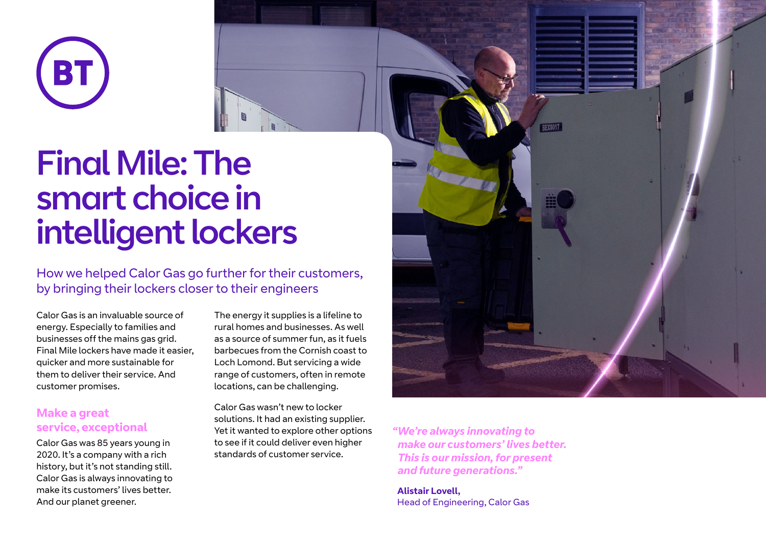# Final Mile: The smart choice in intelligent lockers

## How we helped Calor Gas go further for their customers, by bringing their lockers closer to their engineers

Calor Gas is an invaluable source of energy. Especially to families and businesses off the mains gas grid. Final Mile lockers have made it easier, quicker and more sustainable for them to deliver their service. And customer promises.

### Make a great service, exceptional

Calor Gas was 85 years young in 2020. It's a company with a rich history, but it's not standing still. Calor Gas is always innovating to make its customers' lives better. And our planet greener.

The energy it supplies is a lifeline to rural homes and businesses. As well as a source of summer fun, as it fuels barbecues from the Cornish coast to Loch Lomond. But servicing a wide range of customers, often in remote locations, can be challenging.

Calor Gas wasn't new to locker solutions. It had an existing supplier. Yet it wanted to explore other options to see if it could deliver even higher standards of customer service.

*"We're always innovating to make our customers' lives better. This is our mission, for present and future generations."*

**Alistair Lovell,**
Head of Engineering, Calor Gas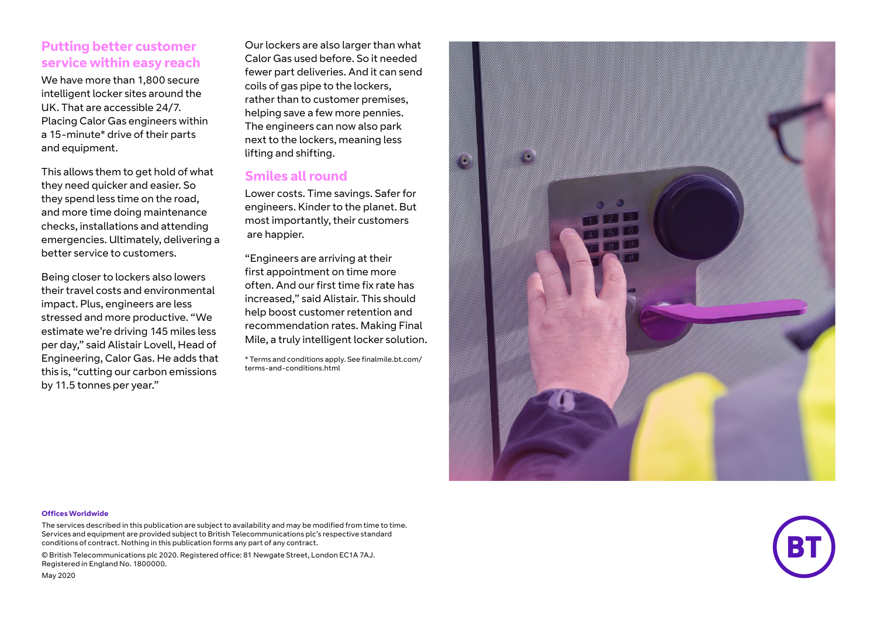## Putting better customer service within easy reach

We have more than 1,800 secure intelligent locker sites around the UK. That are accessible 24/7. Placing Calor Gas engineers within a 15-minute* drive of their parts and equipment.

This allows them to get hold of what they need quicker and easier. So they spend less time on the road, and more time doing maintenance checks, installations and attending emergencies. Ultimately, delivering a better service to customers.

Being closer to lockers also lowers their travel costs and environmental impact. Plus, engineers are less stressed and more productive. "We estimate we're driving 145 miles less per day," said Alistair Lovell, Head of Engineering, Calor Gas. He adds that this is, "cutting our carbon emissions by 11.5 tonnes per year."

Our lockers are also larger than what Calor Gas used before. So it needed fewer part deliveries. And it can send coils of gas pipe to the lockers, rather than to customer premises, helping save a few more pennies. The engineers can now also park next to the lockers, meaning less lifting and shifting.

## Smiles all round

Lower costs. Time savings. Safer for engineers. Kinder to the planet. But most importantly, their customers are happier.

"Engineers are arriving at their first appointment on time more often. And our first time fix rate has increased," said Alistair. This should help boost customer retention and recommendation rates. Making Final Mile, a truly intelligent locker solution.

* Terms and conditions apply. See finalmile.bt.com/terms-and-conditions.html

**Offices Worldwide**

The services described in this publication are subject to availability and may be modified from time to time. Services and equipment are provided subject to British Telecommunications plc's respective standard conditions of contract. Nothing in this publication forms any part of any contract.

© British Telecommunications plc 2020. Registered office: 81 Newgate Street, London EC1A 7AJ. Registered in England No. 1800000.

May 2020